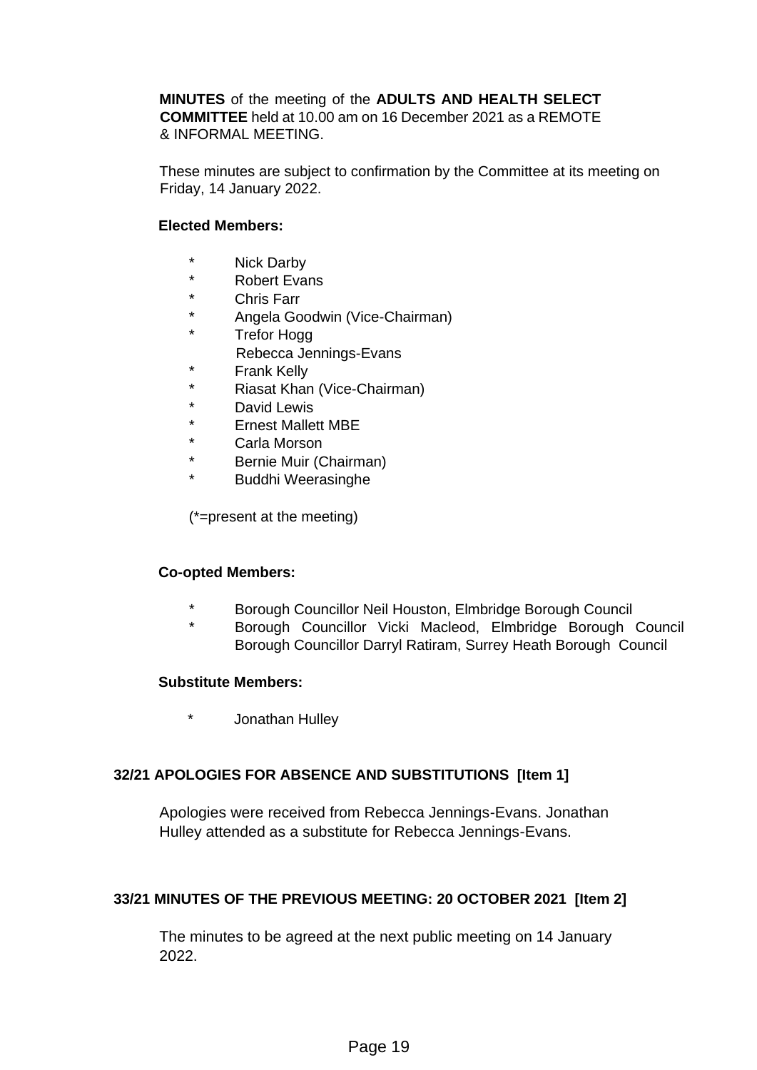**MINUTES** of the meeting of the **ADULTS AND HEALTH SELECT COMMITTEE** held at 10.00 am on 16 December 2021 as a REMOTE & INFORMAL MEETING.

These minutes are subject to confirmation by the Committee at its meeting on Friday, 14 January 2022.

**Elected Members:**

- \* Nick Darby
- \* Robert Evans
- \* Chris Farr
- \* Angela Goodwin (Vice-Chairman)
- \* Trefor Hogg
- Rebecca Jennings-Evans
- \* Frank Kelly
- \* Riasat Khan (Vice-Chairman)
- \* David Lewis
- \* Ernest Mallett MBE
- \* Carla Morson
- \* Bernie Muir (Chairman)
- \* Buddhi Weerasinghe

(*=present at the meeting)

**Co-opted Members:**

- \* Borough Councillor Neil Houston, Elmbridge Borough Council
- \* Borough Councillor Vicki Macleod, Elmbridge Borough Council
- Borough Councillor Darryl Ratiram, Surrey Heath Borough Council

**Substitute Members:**

- \* Jonathan Hulley

## 32/21 APOLOGIES FOR ABSENCE AND SUBSTITUTIONS [Item 1]

Apologies were received from Rebecca Jennings-Evans. Jonathan Hulley attended as a substitute for Rebecca Jennings-Evans.

## 33/21 MINUTES OF THE PREVIOUS MEETING: 20 OCTOBER 2021 [Item 2]

The minutes to be agreed at the next public meeting on 14 January 2022.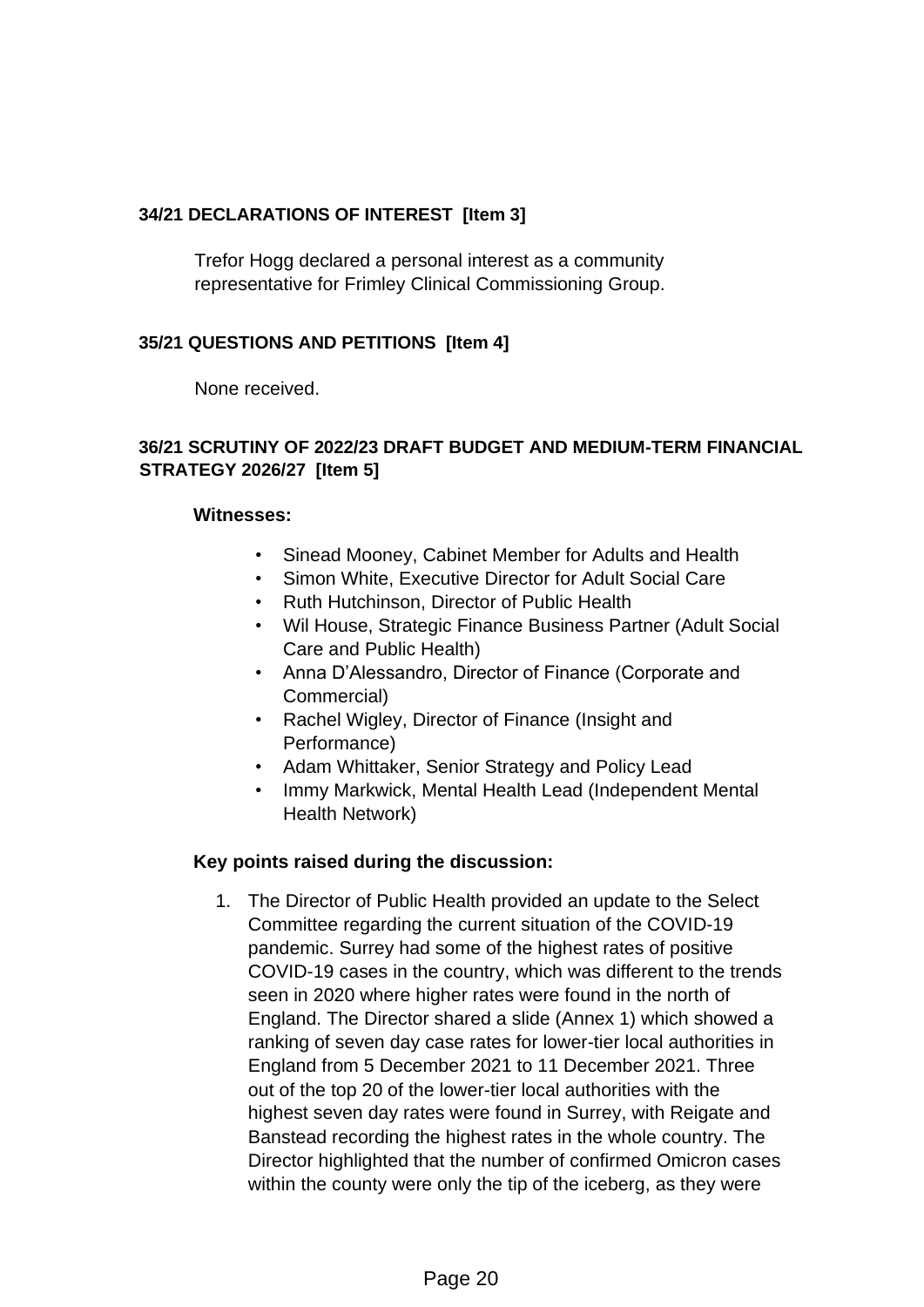### 34/21 DECLARATIONS OF INTEREST [Item 3]

Trefor Hogg declared a personal interest as a community representative for Frimley Clinical Commissioning Group.

### 35/21 QUESTIONS AND PETITIONS [Item 4]

None received.

### 36/21 SCRUTINY OF 2022/23 DRAFT BUDGET AND MEDIUM-TERM FINANCIAL STRATEGY 2026/27 [Item 5]

**Witnesses:**

- Sinead Mooney, Cabinet Member for Adults and Health
- Simon White, Executive Director for Adult Social Care
- Ruth Hutchinson, Director of Public Health
- Wil House, Strategic Finance Business Partner (Adult Social Care and Public Health)
- Anna D'Alessandro, Director of Finance (Corporate and Commercial)
- Rachel Wigley, Director of Finance (Insight and Performance)
- Adam Whittaker, Senior Strategy and Policy Lead
- Immy Markwick, Mental Health Lead (Independent Mental Health Network)

**Key points raised during the discussion:**

1. The Director of Public Health provided an update to the Select Committee regarding the current situation of the COVID-19 pandemic. Surrey had some of the highest rates of positive COVID-19 cases in the country, which was different to the trends seen in 2020 where higher rates were found in the north of England. The Director shared a slide (Annex 1) which showed a ranking of seven day case rates for lower-tier local authorities in England from 5 December 2021 to 11 December 2021. Three out of the top 20 of the lower-tier local authorities with the highest seven day rates were found in Surrey, with Reigate and Banstead recording the highest rates in the whole country. The Director highlighted that the number of confirmed Omicron cases within the county were only the tip of the iceberg, as they were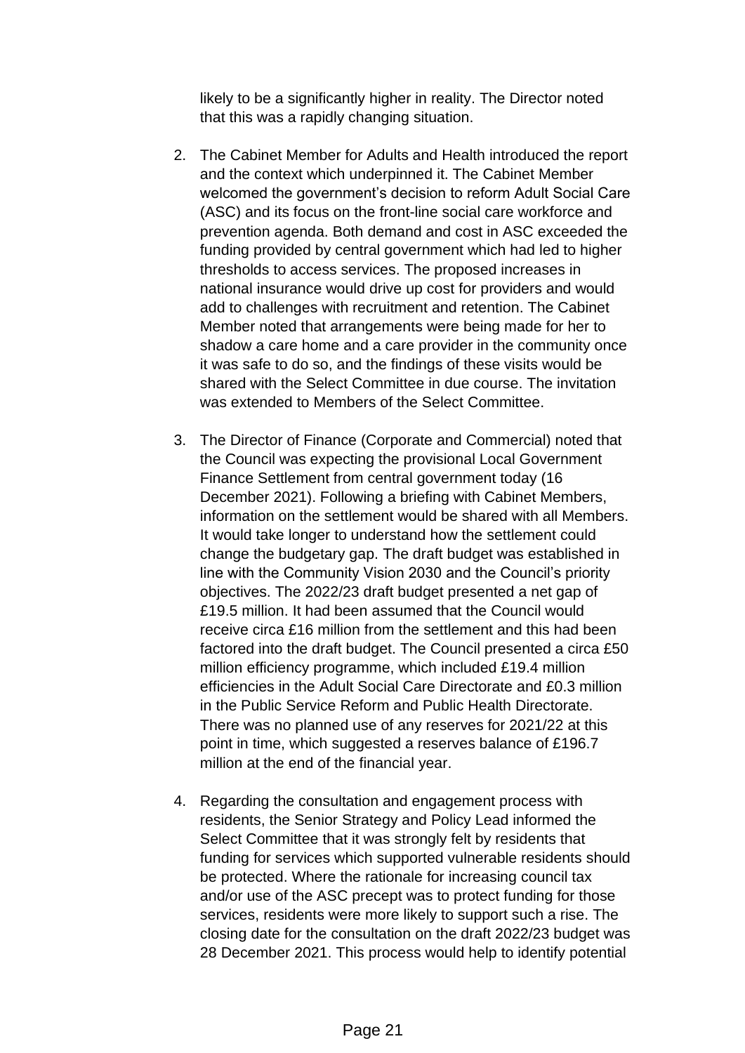likely to be a significantly higher in reality. The Director noted that this was a rapidly changing situation.

2. The Cabinet Member for Adults and Health introduced the report and the context which underpinned it. The Cabinet Member welcomed the government's decision to reform Adult Social Care (ASC) and its focus on the front-line social care workforce and prevention agenda. Both demand and cost in ASC exceeded the funding provided by central government which had led to higher thresholds to access services. The proposed increases in national insurance would drive up cost for providers and would add to challenges with recruitment and retention. The Cabinet Member noted that arrangements were being made for her to shadow a care home and a care provider in the community once it was safe to do so, and the findings of these visits would be shared with the Select Committee in due course. The invitation was extended to Members of the Select Committee.

3. The Director of Finance (Corporate and Commercial) noted that the Council was expecting the provisional Local Government Finance Settlement from central government today (16 December 2021). Following a briefing with Cabinet Members, information on the settlement would be shared with all Members. It would take longer to understand how the settlement could change the budgetary gap. The draft budget was established in line with the Community Vision 2030 and the Council's priority objectives. The 2022/23 draft budget presented a net gap of £19.5 million. It had been assumed that the Council would receive circa £16 million from the settlement and this had been factored into the draft budget. The Council presented a circa £50 million efficiency programme, which included £19.4 million efficiencies in the Adult Social Care Directorate and £0.3 million in the Public Service Reform and Public Health Directorate. There was no planned use of any reserves for 2021/22 at this point in time, which suggested a reserves balance of £196.7 million at the end of the financial year.

4. Regarding the consultation and engagement process with residents, the Senior Strategy and Policy Lead informed the Select Committee that it was strongly felt by residents that funding for services which supported vulnerable residents should be protected. Where the rationale for increasing council tax and/or use of the ASC precept was to protect funding for those services, residents were more likely to support such a rise. The closing date for the consultation on the draft 2022/23 budget was 28 December 2021. This process would help to identify potential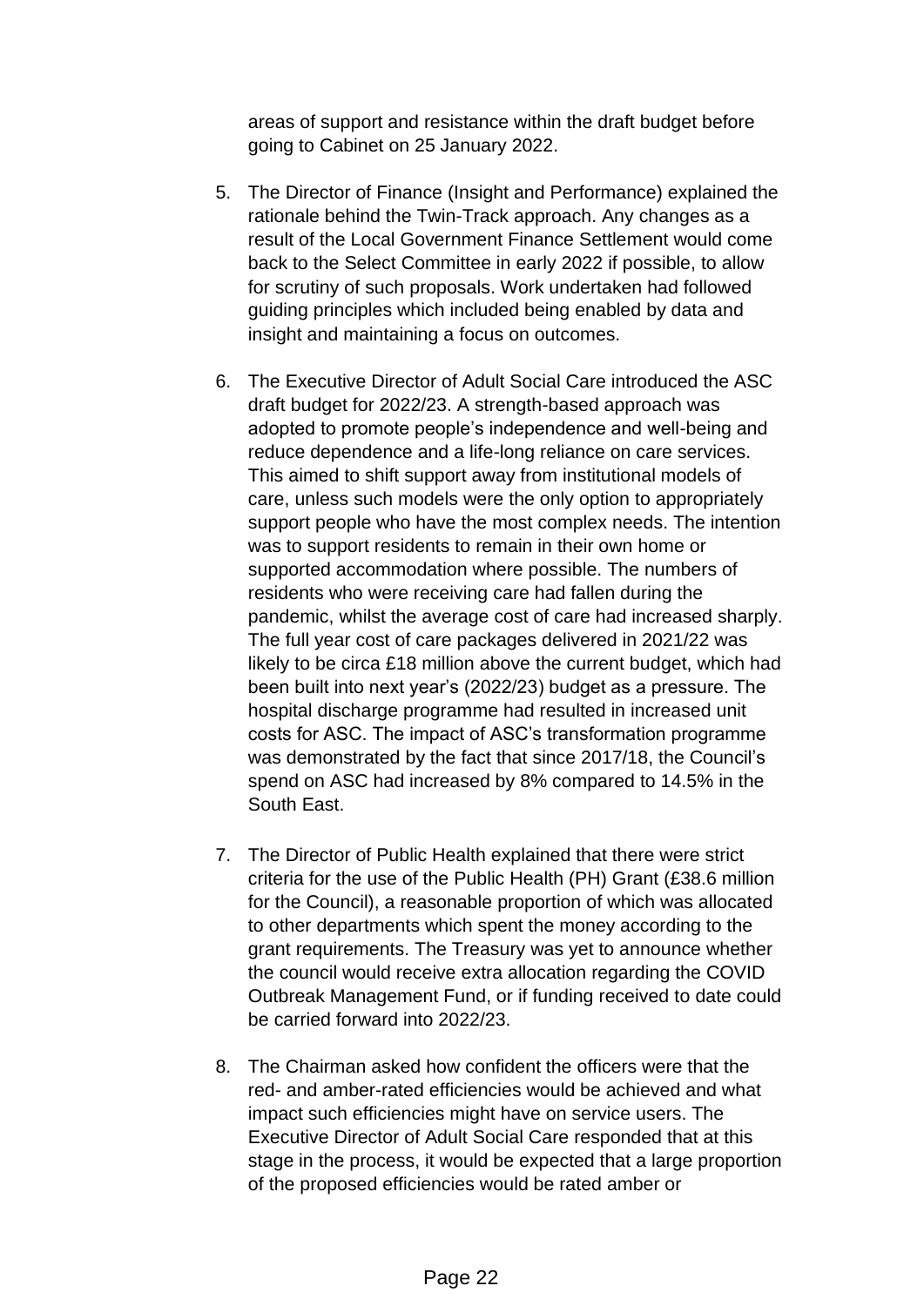areas of support and resistance within the draft budget before going to Cabinet on 25 January 2022.

5. The Director of Finance (Insight and Performance) explained the rationale behind the Twin-Track approach. Any changes as a result of the Local Government Finance Settlement would come back to the Select Committee in early 2022 if possible, to allow for scrutiny of such proposals. Work undertaken had followed guiding principles which included being enabled by data and insight and maintaining a focus on outcomes.

6. The Executive Director of Adult Social Care introduced the ASC draft budget for 2022/23. A strength-based approach was adopted to promote people's independence and well-being and reduce dependence and a life-long reliance on care services. This aimed to shift support away from institutional models of care, unless such models were the only option to appropriately support people who have the most complex needs. The intention was to support residents to remain in their own home or supported accommodation where possible. The numbers of residents who were receiving care had fallen during the pandemic, whilst the average cost of care had increased sharply. The full year cost of care packages delivered in 2021/22 was likely to be circa £18 million above the current budget, which had been built into next year's (2022/23) budget as a pressure. The hospital discharge programme had resulted in increased unit costs for ASC. The impact of ASC's transformation programme was demonstrated by the fact that since 2017/18, the Council's spend on ASC had increased by 8% compared to 14.5% in the South East.

7. The Director of Public Health explained that there were strict criteria for the use of the Public Health (PH) Grant (£38.6 million for the Council), a reasonable proportion of which was allocated to other departments which spent the money according to the grant requirements. The Treasury was yet to announce whether the council would receive extra allocation regarding the COVID Outbreak Management Fund, or if funding received to date could be carried forward into 2022/23.

8. The Chairman asked how confident the officers were that the red- and amber-rated efficiencies would be achieved and what impact such efficiencies might have on service users. The Executive Director of Adult Social Care responded that at this stage in the process, it would be expected that a large proportion of the proposed efficiencies would be rated amber or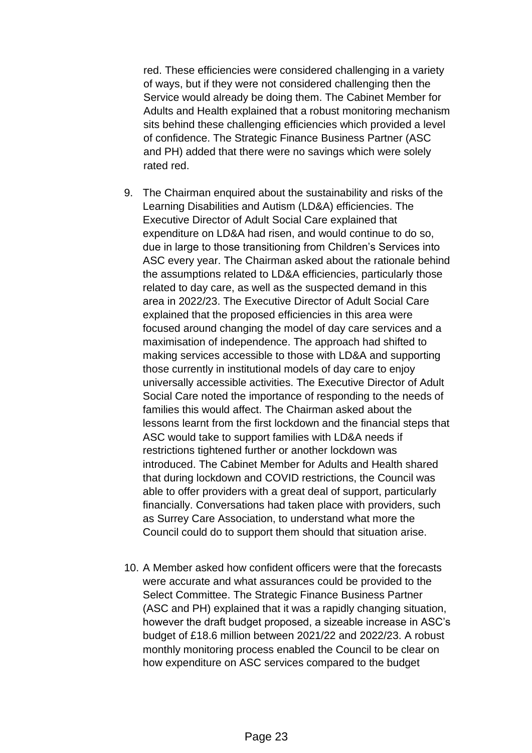red. These efficiencies were considered challenging in a variety of ways, but if they were not considered challenging then the Service would already be doing them. The Cabinet Member for Adults and Health explained that a robust monitoring mechanism sits behind these challenging efficiencies which provided a level of confidence. The Strategic Finance Business Partner (ASC and PH) added that there were no savings which were solely rated red.

9. The Chairman enquired about the sustainability and risks of the Learning Disabilities and Autism (LD&A) efficiencies. The Executive Director of Adult Social Care explained that expenditure on LD&A had risen, and would continue to do so, due in large to those transitioning from Children's Services into ASC every year. The Chairman asked about the rationale behind the assumptions related to LD&A efficiencies, particularly those related to day care, as well as the suspected demand in this area in 2022/23. The Executive Director of Adult Social Care explained that the proposed efficiencies in this area were focused around changing the model of day care services and a maximisation of independence. The approach had shifted to making services accessible to those with LD&A and supporting those currently in institutional models of day care to enjoy universally accessible activities. The Executive Director of Adult Social Care noted the importance of responding to the needs of families this would affect. The Chairman asked about the lessons learnt from the first lockdown and the financial steps that ASC would take to support families with LD&A needs if restrictions tightened further or another lockdown was introduced. The Cabinet Member for Adults and Health shared that during lockdown and COVID restrictions, the Council was able to offer providers with a great deal of support, particularly financially. Conversations had taken place with providers, such as Surrey Care Association, to understand what more the Council could do to support them should that situation arise.

10. A Member asked how confident officers were that the forecasts were accurate and what assurances could be provided to the Select Committee. The Strategic Finance Business Partner (ASC and PH) explained that it was a rapidly changing situation, however the draft budget proposed, a sizeable increase in ASC's budget of £18.6 million between 2021/22 and 2022/23. A robust monthly monitoring process enabled the Council to be clear on how expenditure on ASC services compared to the budget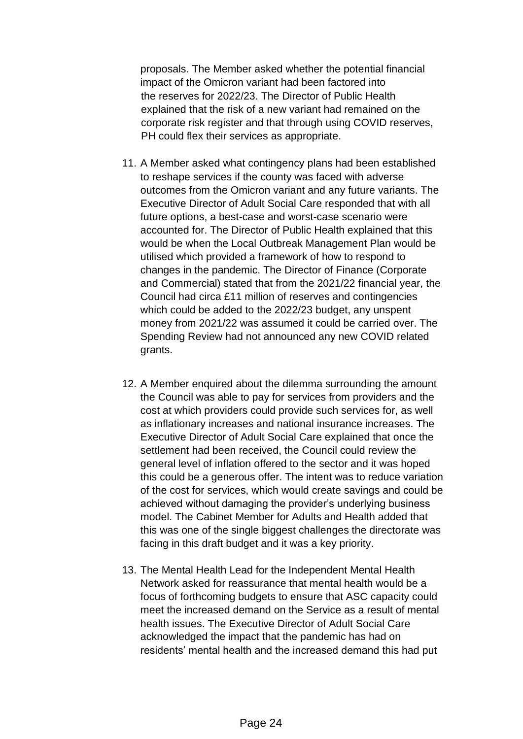proposals. The Member asked whether the potential financial impact of the Omicron variant had been factored into the reserves for 2022/23. The Director of Public Health explained that the risk of a new variant had remained on the corporate risk register and that through using COVID reserves, PH could flex their services as appropriate.

11. A Member asked what contingency plans had been established to reshape services if the county was faced with adverse outcomes from the Omicron variant and any future variants. The Executive Director of Adult Social Care responded that with all future options, a best-case and worst-case scenario were accounted for. The Director of Public Health explained that this would be when the Local Outbreak Management Plan would be utilised which provided a framework of how to respond to changes in the pandemic. The Director of Finance (Corporate and Commercial) stated that from the 2021/22 financial year, the Council had circa £11 million of reserves and contingencies which could be added to the 2022/23 budget, any unspent money from 2021/22 was assumed it could be carried over. The Spending Review had not announced any new COVID related grants.

12. A Member enquired about the dilemma surrounding the amount the Council was able to pay for services from providers and the cost at which providers could provide such services for, as well as inflationary increases and national insurance increases. The Executive Director of Adult Social Care explained that once the settlement had been received, the Council could review the general level of inflation offered to the sector and it was hoped this could be a generous offer. The intent was to reduce variation of the cost for services, which would create savings and could be achieved without damaging the provider's underlying business model. The Cabinet Member for Adults and Health added that this was one of the single biggest challenges the directorate was facing in this draft budget and it was a key priority.

13. The Mental Health Lead for the Independent Mental Health Network asked for reassurance that mental health would be a focus of forthcoming budgets to ensure that ASC capacity could meet the increased demand on the Service as a result of mental health issues. The Executive Director of Adult Social Care acknowledged the impact that the pandemic has had on residents' mental health and the increased demand this had put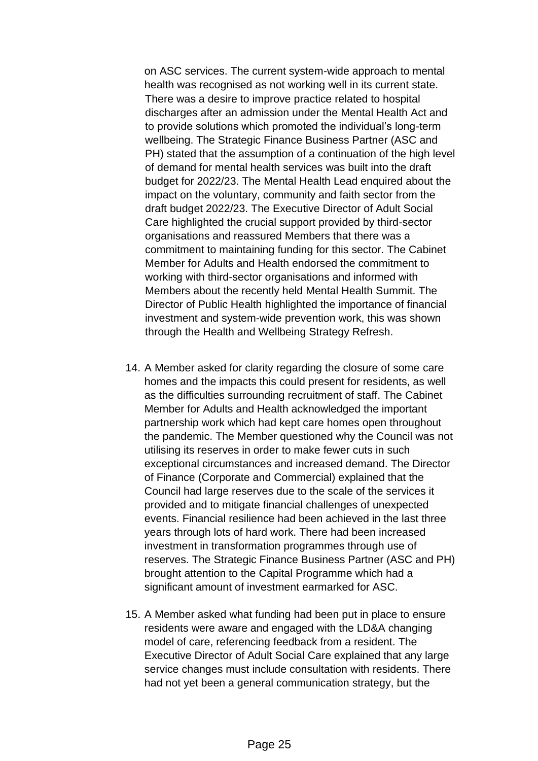on ASC services. The current system-wide approach to mental health was recognised as not working well in its current state. There was a desire to improve practice related to hospital discharges after an admission under the Mental Health Act and to provide solutions which promoted the individual's long-term wellbeing. The Strategic Finance Business Partner (ASC and PH) stated that the assumption of a continuation of the high level of demand for mental health services was built into the draft budget for 2022/23. The Mental Health Lead enquired about the impact on the voluntary, community and faith sector from the draft budget 2022/23. The Executive Director of Adult Social Care highlighted the crucial support provided by third-sector organisations and reassured Members that there was a commitment to maintaining funding for this sector. The Cabinet Member for Adults and Health endorsed the commitment to working with third-sector organisations and informed with Members about the recently held Mental Health Summit. The Director of Public Health highlighted the importance of financial investment and system-wide prevention work, this was shown through the Health and Wellbeing Strategy Refresh.

14. A Member asked for clarity regarding the closure of some care homes and the impacts this could present for residents, as well as the difficulties surrounding recruitment of staff. The Cabinet Member for Adults and Health acknowledged the important partnership work which had kept care homes open throughout the pandemic. The Member questioned why the Council was not utilising its reserves in order to make fewer cuts in such exceptional circumstances and increased demand. The Director of Finance (Corporate and Commercial) explained that the Council had large reserves due to the scale of the services it provided and to mitigate financial challenges of unexpected events. Financial resilience had been achieved in the last three years through lots of hard work. There had been increased investment in transformation programmes through use of reserves. The Strategic Finance Business Partner (ASC and PH) brought attention to the Capital Programme which had a significant amount of investment earmarked for ASC.

15. A Member asked what funding had been put in place to ensure residents were aware and engaged with the LD&A changing model of care, referencing feedback from a resident. The Executive Director of Adult Social Care explained that any large service changes must include consultation with residents. There had not yet been a general communication strategy, but the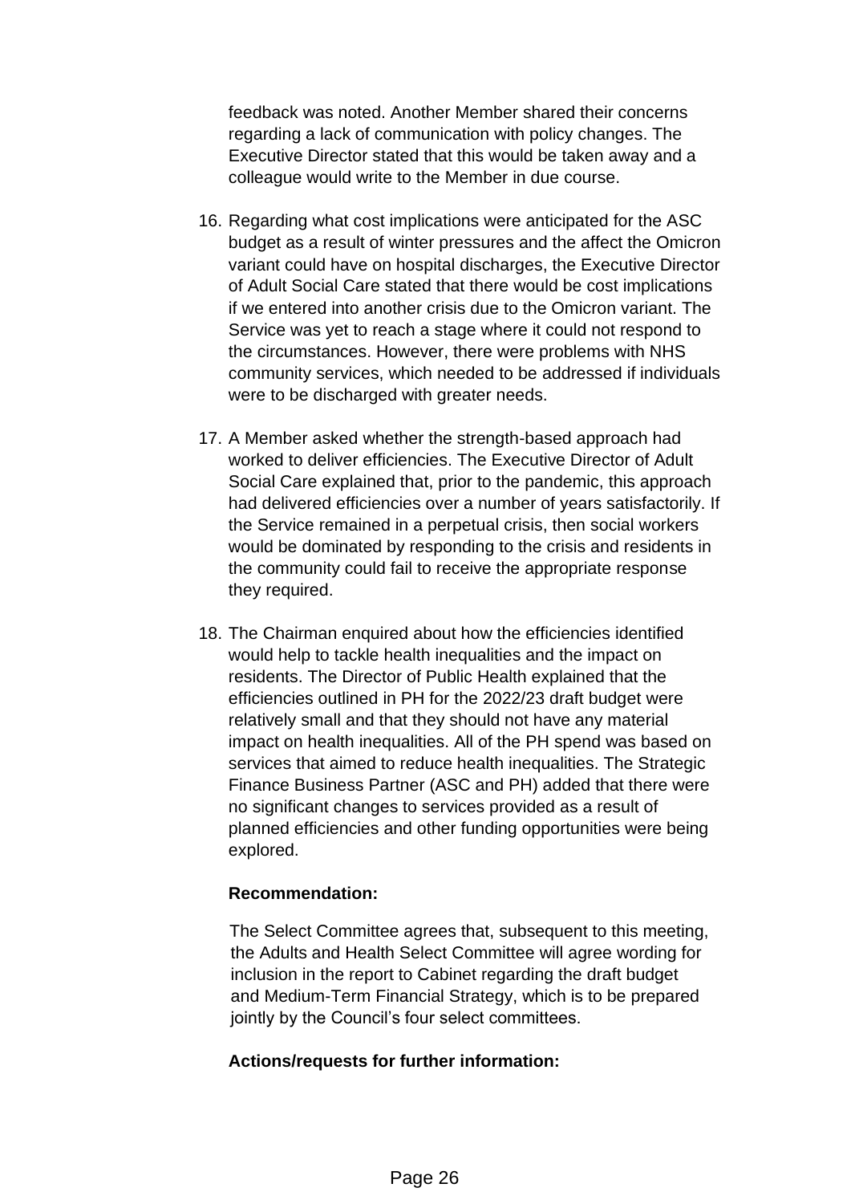feedback was noted. Another Member shared their concerns regarding a lack of communication with policy changes. The Executive Director stated that this would be taken away and a colleague would write to the Member in due course.

16. Regarding what cost implications were anticipated for the ASC budget as a result of winter pressures and the affect the Omicron variant could have on hospital discharges, the Executive Director of Adult Social Care stated that there would be cost implications if we entered into another crisis due to the Omicron variant. The Service was yet to reach a stage where it could not respond to the circumstances. However, there were problems with NHS community services, which needed to be addressed if individuals were to be discharged with greater needs.

17. A Member asked whether the strength-based approach had worked to deliver efficiencies. The Executive Director of Adult Social Care explained that, prior to the pandemic, this approach had delivered efficiencies over a number of years satisfactorily. If the Service remained in a perpetual crisis, then social workers would be dominated by responding to the crisis and residents in the community could fail to receive the appropriate response they required.

18. The Chairman enquired about how the efficiencies identified would help to tackle health inequalities and the impact on residents. The Director of Public Health explained that the efficiencies outlined in PH for the 2022/23 draft budget were relatively small and that they should not have any material impact on health inequalities. All of the PH spend was based on services that aimed to reduce health inequalities. The Strategic Finance Business Partner (ASC and PH) added that there were no significant changes to services provided as a result of planned efficiencies and other funding opportunities were being explored.

**Recommendation:**

The Select Committee agrees that, subsequent to this meeting, the Adults and Health Select Committee will agree wording for inclusion in the report to Cabinet regarding the draft budget and Medium-Term Financial Strategy, which is to be prepared jointly by the Council's four select committees.

**Actions/requests for further information:**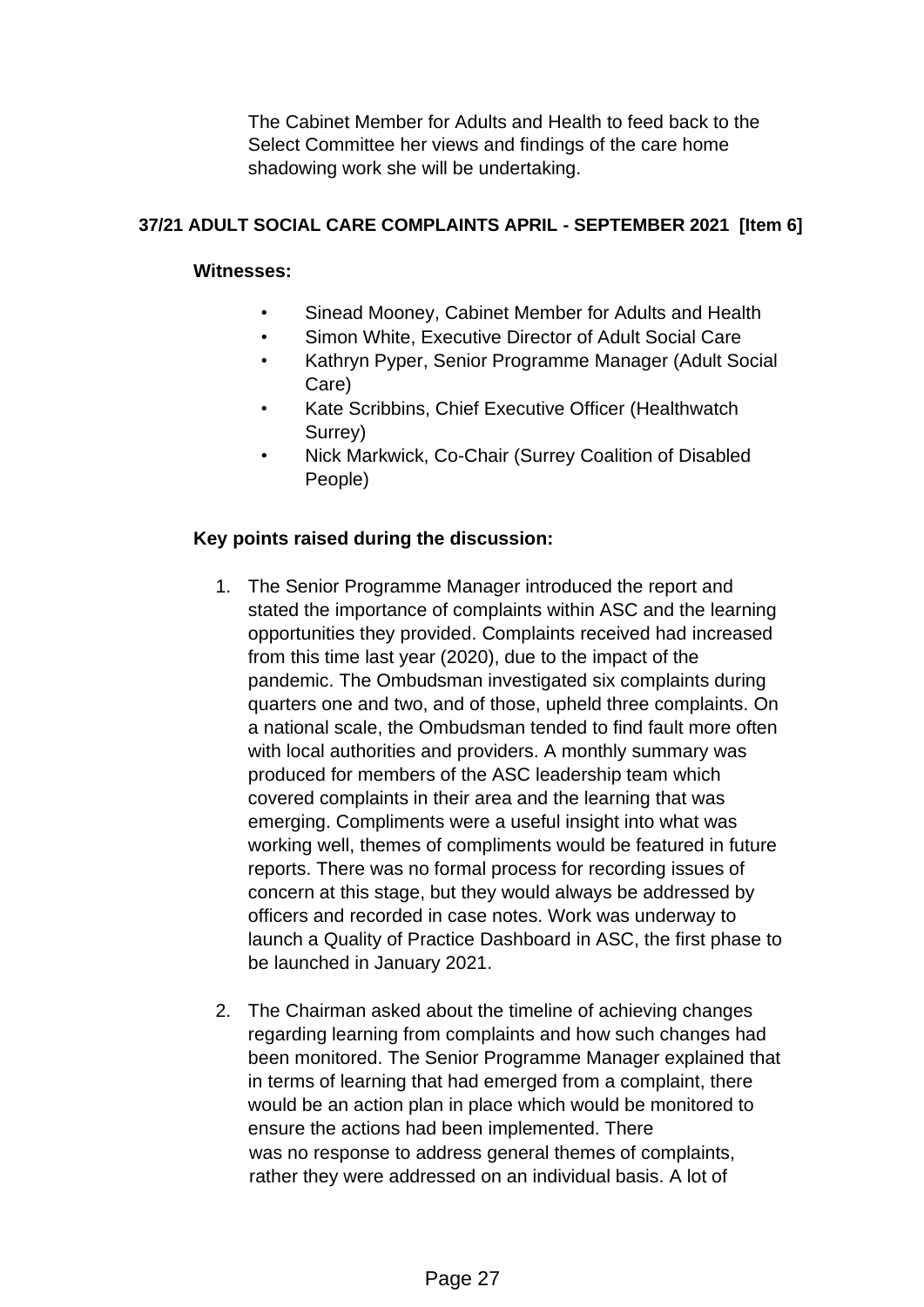The Cabinet Member for Adults and Health to feed back to the Select Committee her views and findings of the care home shadowing work she will be undertaking.

**37/21 ADULT SOCIAL CARE COMPLAINTS APRIL - SEPTEMBER 2021 [Item 6]**

**Witnesses:**

- Sinead Mooney, Cabinet Member for Adults and Health
- Simon White, Executive Director of Adult Social Care
- Kathryn Pyper, Senior Programme Manager (Adult Social Care)
- Kate Scribbins, Chief Executive Officer (Healthwatch Surrey)
- Nick Markwick, Co-Chair (Surrey Coalition of Disabled People)

**Key points raised during the discussion:**

1. The Senior Programme Manager introduced the report and stated the importance of complaints within ASC and the learning opportunities they provided. Complaints received had increased from this time last year (2020), due to the impact of the pandemic. The Ombudsman investigated six complaints during quarters one and two, and of those, upheld three complaints. On a national scale, the Ombudsman tended to find fault more often with local authorities and providers. A monthly summary was produced for members of the ASC leadership team which covered complaints in their area and the learning that was emerging. Compliments were a useful insight into what was working well, themes of compliments would be featured in future reports. There was no formal process for recording issues of concern at this stage, but they would always be addressed by officers and recorded in case notes. Work was underway to launch a Quality of Practice Dashboard in ASC, the first phase to be launched in January 2021.

2. The Chairman asked about the timeline of achieving changes regarding learning from complaints and how such changes had been monitored. The Senior Programme Manager explained that in terms of learning that had emerged from a complaint, there would be an action plan in place which would be monitored to ensure the actions had been implemented. There was no response to address general themes of complaints, rather they were addressed on an individual basis. A lot of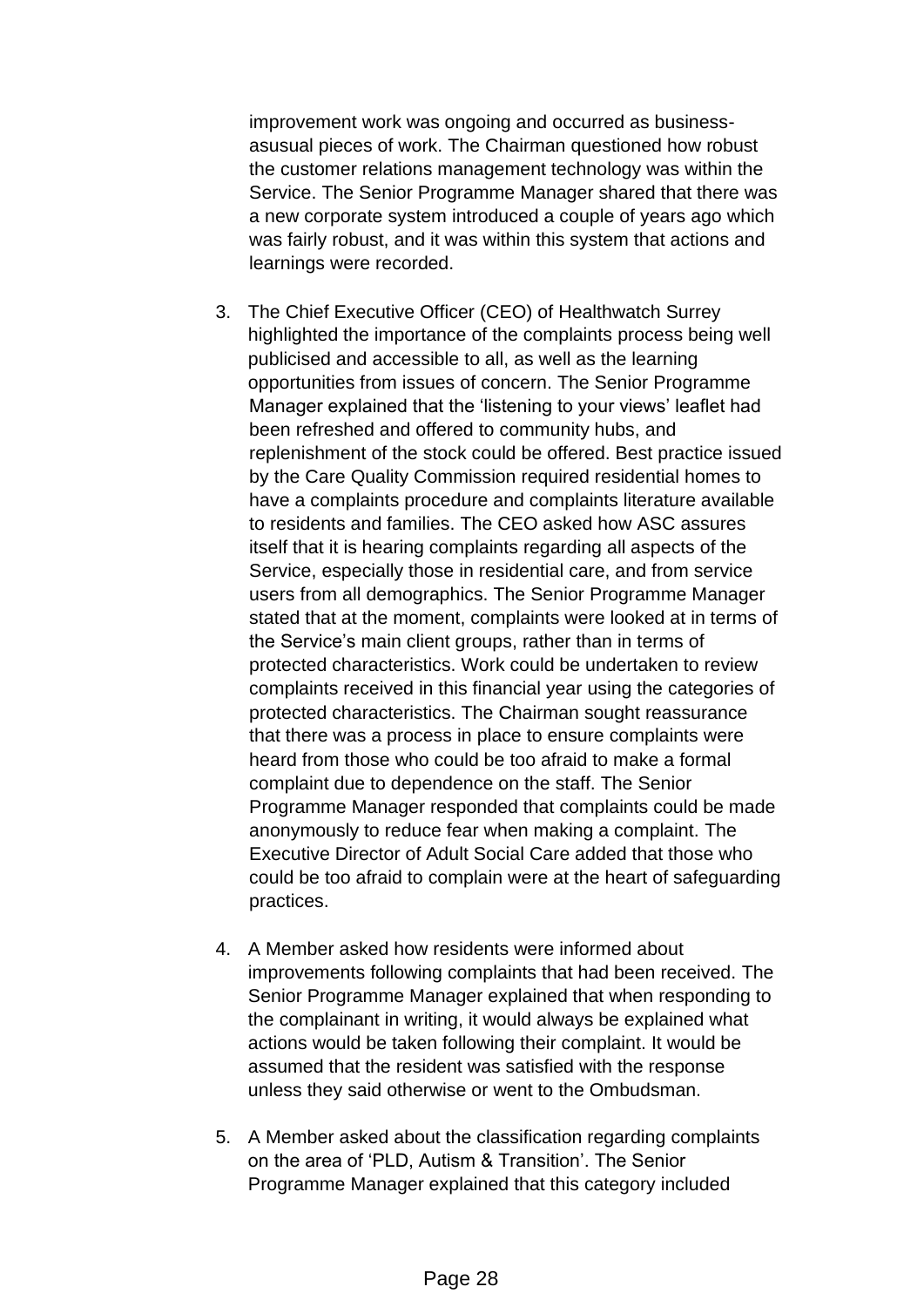improvement work was ongoing and occurred as business-asusual pieces of work. The Chairman questioned how robust the customer relations management technology was within the Service. The Senior Programme Manager shared that there was a new corporate system introduced a couple of years ago which was fairly robust, and it was within this system that actions and learnings were recorded.

3. The Chief Executive Officer (CEO) of Healthwatch Surrey highlighted the importance of the complaints process being well publicised and accessible to all, as well as the learning opportunities from issues of concern. The Senior Programme Manager explained that the 'listening to your views' leaflet had been refreshed and offered to community hubs, and replenishment of the stock could be offered. Best practice issued by the Care Quality Commission required residential homes to have a complaints procedure and complaints literature available to residents and families. The CEO asked how ASC assures itself that it is hearing complaints regarding all aspects of the Service, especially those in residential care, and from service users from all demographics. The Senior Programme Manager stated that at the moment, complaints were looked at in terms of the Service's main client groups, rather than in terms of protected characteristics. Work could be undertaken to review complaints received in this financial year using the categories of protected characteristics. The Chairman sought reassurance that there was a process in place to ensure complaints were heard from those who could be too afraid to make a formal complaint due to dependence on the staff. The Senior Programme Manager responded that complaints could be made anonymously to reduce fear when making a complaint. The Executive Director of Adult Social Care added that those who could be too afraid to complain were at the heart of safeguarding practices.

4. A Member asked how residents were informed about improvements following complaints that had been received. The Senior Programme Manager explained that when responding to the complainant in writing, it would always be explained what actions would be taken following their complaint. It would be assumed that the resident was satisfied with the response unless they said otherwise or went to the Ombudsman.

5. A Member asked about the classification regarding complaints on the area of 'PLD, Autism & Transition'. The Senior Programme Manager explained that this category included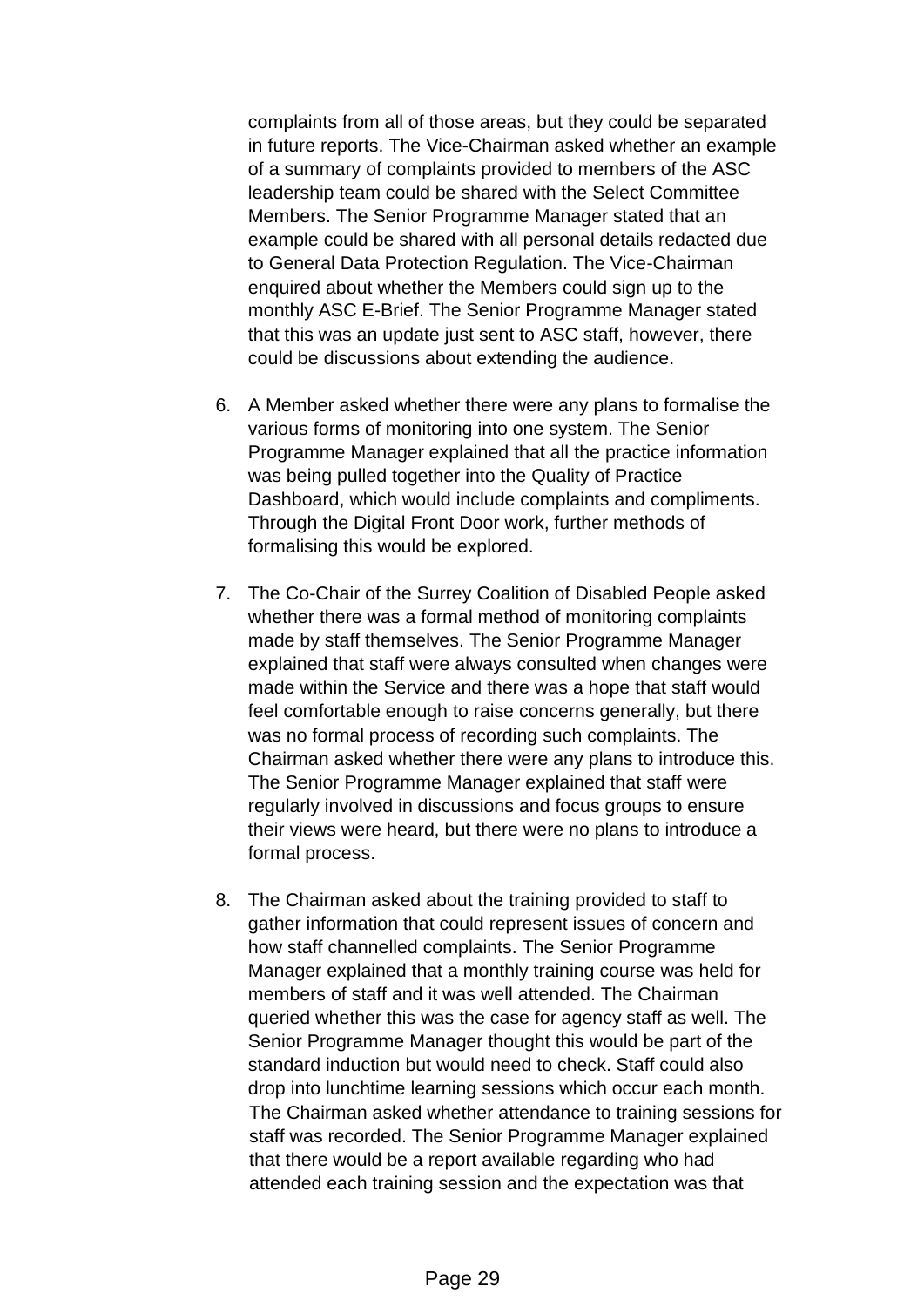complaints from all of those areas, but they could be separated in future reports. The Vice-Chairman asked whether an example of a summary of complaints provided to members of the ASC leadership team could be shared with the Select Committee Members. The Senior Programme Manager stated that an example could be shared with all personal details redacted due to General Data Protection Regulation. The Vice-Chairman enquired about whether the Members could sign up to the monthly ASC E-Brief. The Senior Programme Manager stated that this was an update just sent to ASC staff, however, there could be discussions about extending the audience.

6. A Member asked whether there were any plans to formalise the various forms of monitoring into one system. The Senior Programme Manager explained that all the practice information was being pulled together into the Quality of Practice Dashboard, which would include complaints and compliments. Through the Digital Front Door work, further methods of formalising this would be explored.

7. The Co-Chair of the Surrey Coalition of Disabled People asked whether there was a formal method of monitoring complaints made by staff themselves. The Senior Programme Manager explained that staff were always consulted when changes were made within the Service and there was a hope that staff would feel comfortable enough to raise concerns generally, but there was no formal process of recording such complaints. The Chairman asked whether there were any plans to introduce this. The Senior Programme Manager explained that staff were regularly involved in discussions and focus groups to ensure their views were heard, but there were no plans to introduce a formal process.

8. The Chairman asked about the training provided to staff to gather information that could represent issues of concern and how staff channelled complaints. The Senior Programme Manager explained that a monthly training course was held for members of staff and it was well attended. The Chairman queried whether this was the case for agency staff as well. The Senior Programme Manager thought this would be part of the standard induction but would need to check. Staff could also drop into lunchtime learning sessions which occur each month. The Chairman asked whether attendance to training sessions for staff was recorded. The Senior Programme Manager explained that there would be a report available regarding who had attended each training session and the expectation was that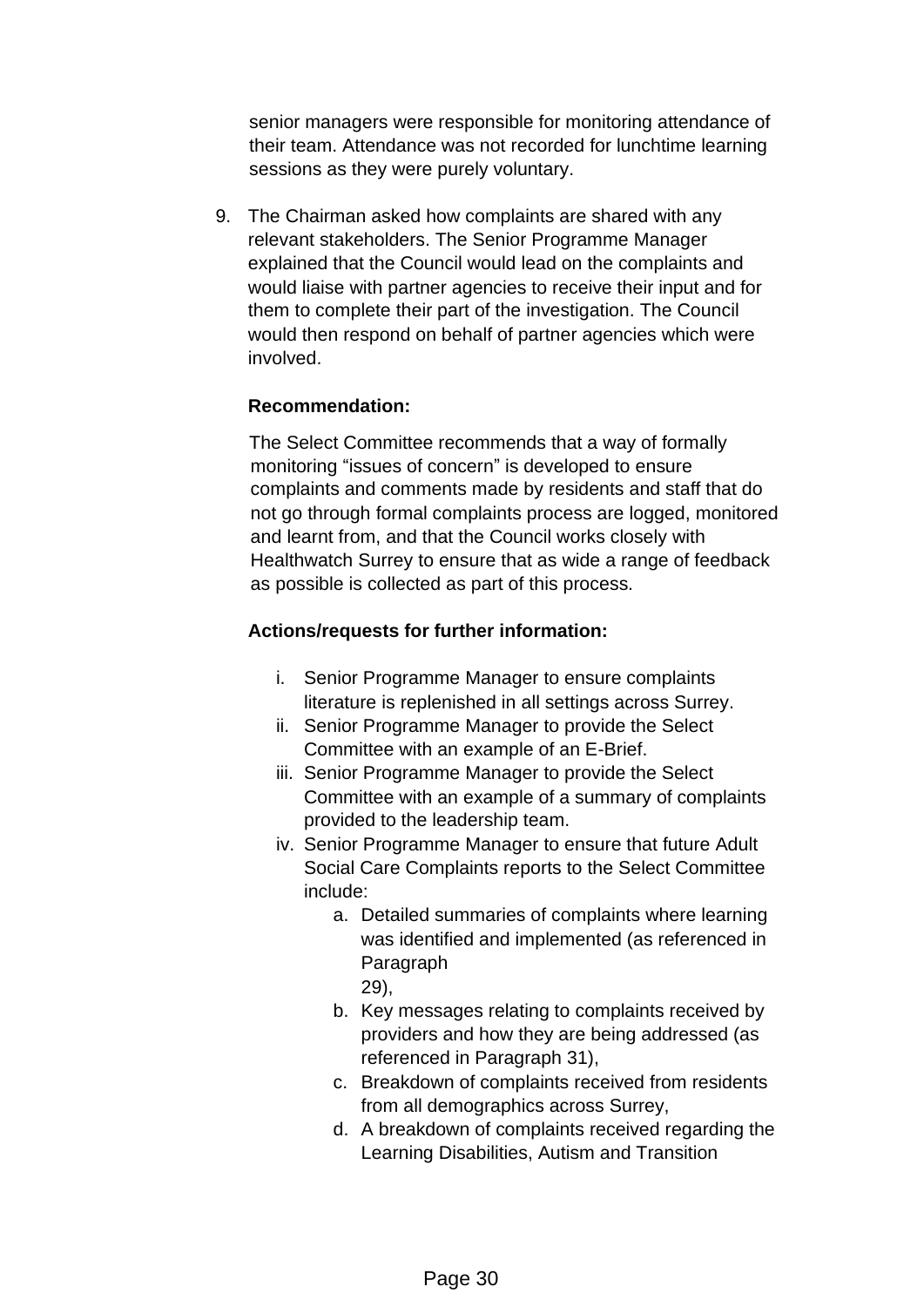senior managers were responsible for monitoring attendance of their team. Attendance was not recorded for lunchtime learning sessions as they were purely voluntary.

9. The Chairman asked how complaints are shared with any relevant stakeholders. The Senior Programme Manager explained that the Council would lead on the complaints and would liaise with partner agencies to receive their input and for them to complete their part of the investigation. The Council would then respond on behalf of partner agencies which were involved.

**Recommendation:**

The Select Committee recommends that a way of formally monitoring "issues of concern" is developed to ensure complaints and comments made by residents and staff that do not go through formal complaints process are logged, monitored and learnt from, and that the Council works closely with Healthwatch Surrey to ensure that as wide a range of feedback as possible is collected as part of this process.

**Actions/requests for further information:**

i. Senior Programme Manager to ensure complaints literature is replenished in all settings across Surrey.
ii. Senior Programme Manager to provide the Select Committee with an example of an E-Brief.
iii. Senior Programme Manager to provide the Select Committee with an example of a summary of complaints provided to the leadership team.
iv. Senior Programme Manager to ensure that future Adult Social Care Complaints reports to the Select Committee include:
    a. Detailed summaries of complaints where learning was identified and implemented (as referenced in Paragraph 29),
    b. Key messages relating to complaints received by providers and how they are being addressed (as referenced in Paragraph 31),
    c. Breakdown of complaints received from residents from all demographics across Surrey,
    d. A breakdown of complaints received regarding the Learning Disabilities, Autism and Transition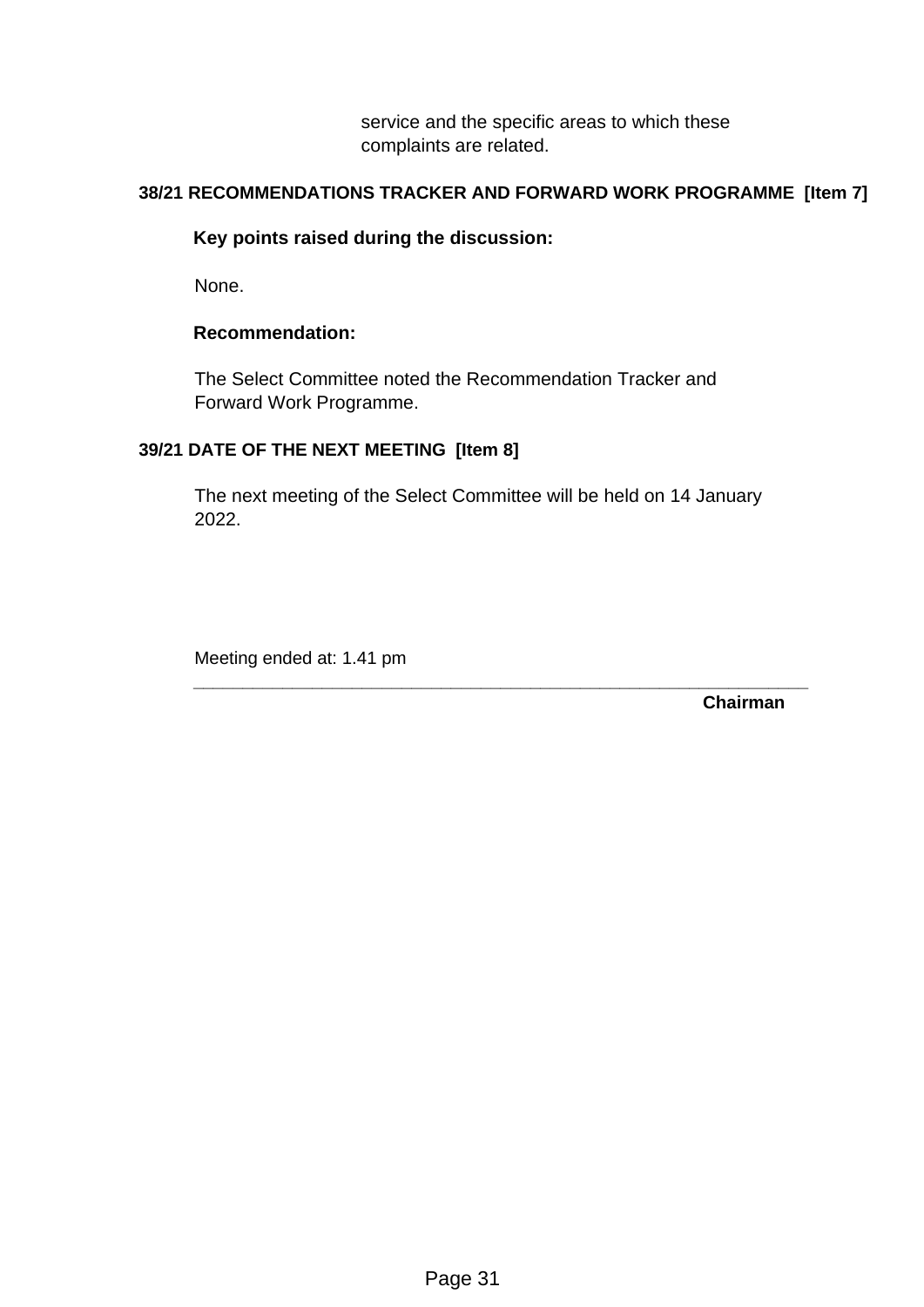service and the specific areas to which these complaints are related.

## 38/21 RECOMMENDATIONS TRACKER AND FORWARD WORK PROGRAMME [Item 7]

**Key points raised during the discussion:**

None.

**Recommendation:**

The Select Committee noted the Recommendation Tracker and Forward Work Programme.

## 39/21 DATE OF THE NEXT MEETING [Item 8]

The next meeting of the Select Committee will be held on 14 January 2022.

Meeting ended at: 1.41 pm

______________________________________________________________

**Chairman**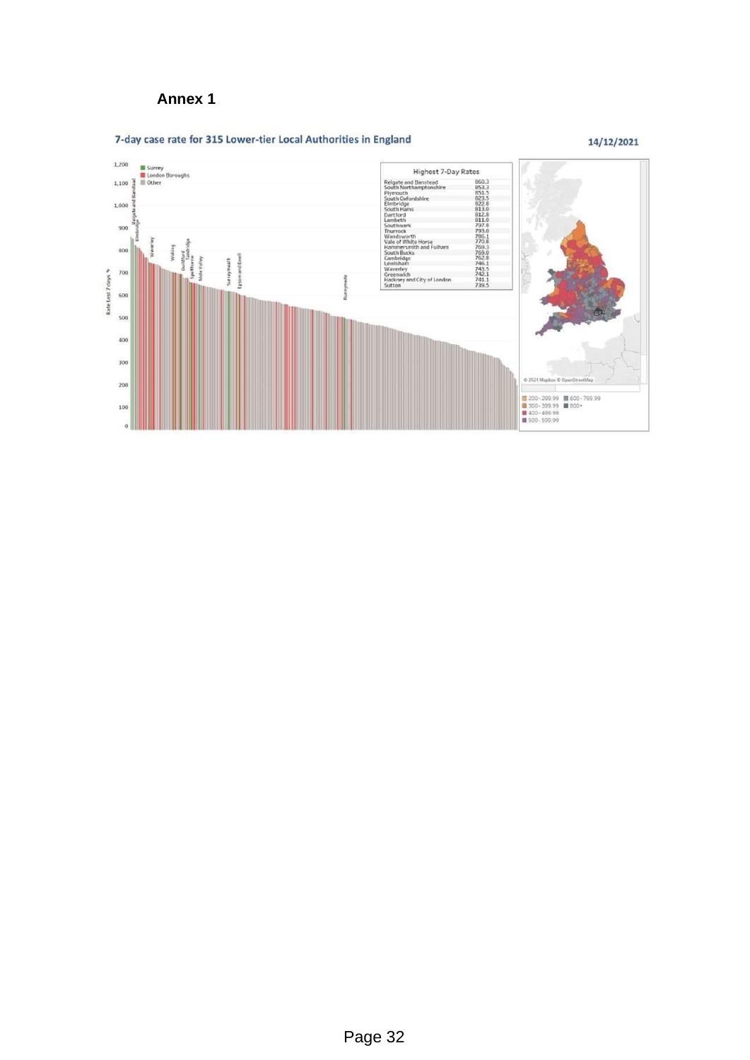# Annex 1

7-day case rate for 315 Lower-tier Local Authorities in England

14/12/2021

Surrey
London Boroughs
Other

Rate Last 7 days

1,200
1,100
1,000
900
800
700
600
500
400
300
200
100
0

Reigate and Banstead
Elmbridge
Waverley
Woking
Guildford
Tandridge
Spelthorne
Mole Valley
Surrey Heath
Epsom and Ewell
Runnymede

Highest 7-Day Rates

Reigate and Banstead 860.3
South Northamptonshire 853.3
Plymouth 851.5
South Oxfordshire 823.5
Elmbridge 822.8
South Hams 813.0
Dartford 812.8
Lambeth 811.0
Southwark 797.8
Thurrock 793.0
Wandsworth 786.1
Vale of White Horse 770.8
Hammersmith and Fulham 769.3
South Bucks 769.0
Cambridge 762.8
Lewisham 746.1
Waverley 743.5
Greenwich 742.1
Hackney and City of London 741.1
Sutton 739.5

© 2021 Mapbox © OpenStreetMap

200 - 299.99
300 - 399.99
400 - 499.99
500 - 599.99
600 - 799.99
800+